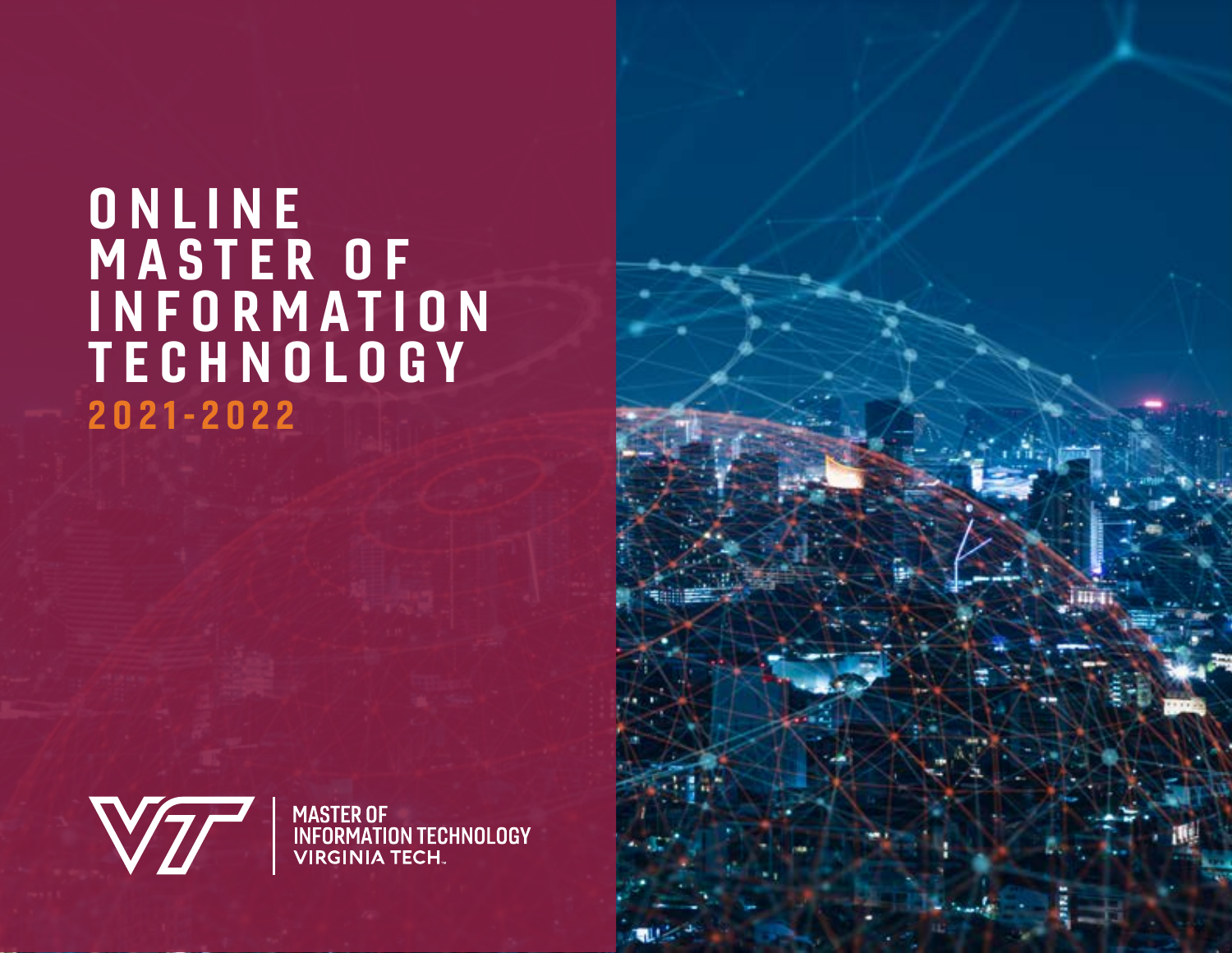# ONLINE MASTER OF INFORMATION TECHNOLOGY

## 2021-2022

MASTER OF
INFORMATION TECHNOLOGY
VIRGINIA TECH.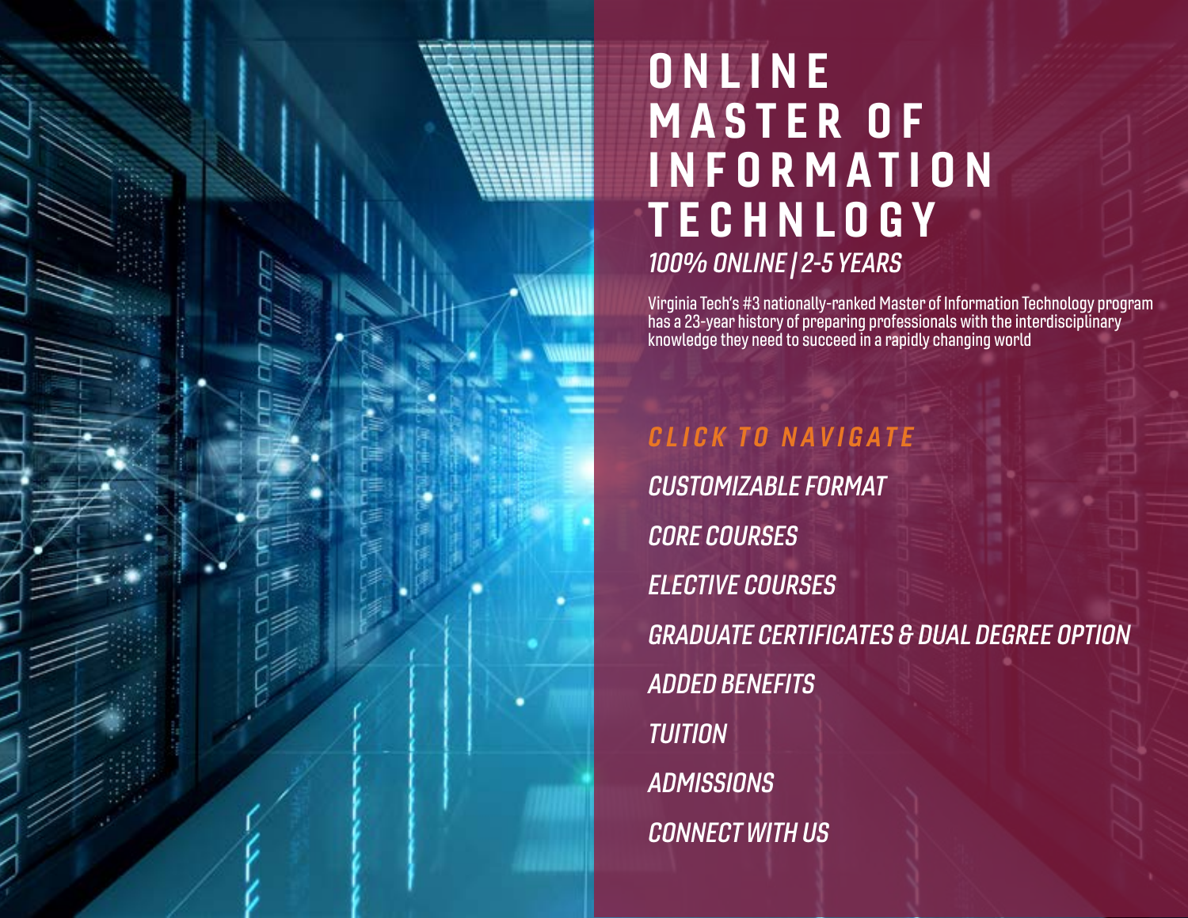# ONLINE MASTER OF INFORMATION TECHNLOGY

*100% ONLINE | 2-5 YEARS*

Virginia Tech's #3 nationally-ranked Master of Information Technology program has a 23-year history of preparing professionals with the interdisciplinary knowledge they need to succeed in a rapidly changing world

## *CLICK TO NAVIGATE*

*CUSTOMIZABLE FORMAT*

*CORE COURSES*

*ELECTIVE COURSES*

*GRADUATE CERTIFICATES & DUAL DEGREE OPTION*

*ADDED BENEFITS*

*TUITION*

*ADMISSIONS*

*CONNECT WITH US*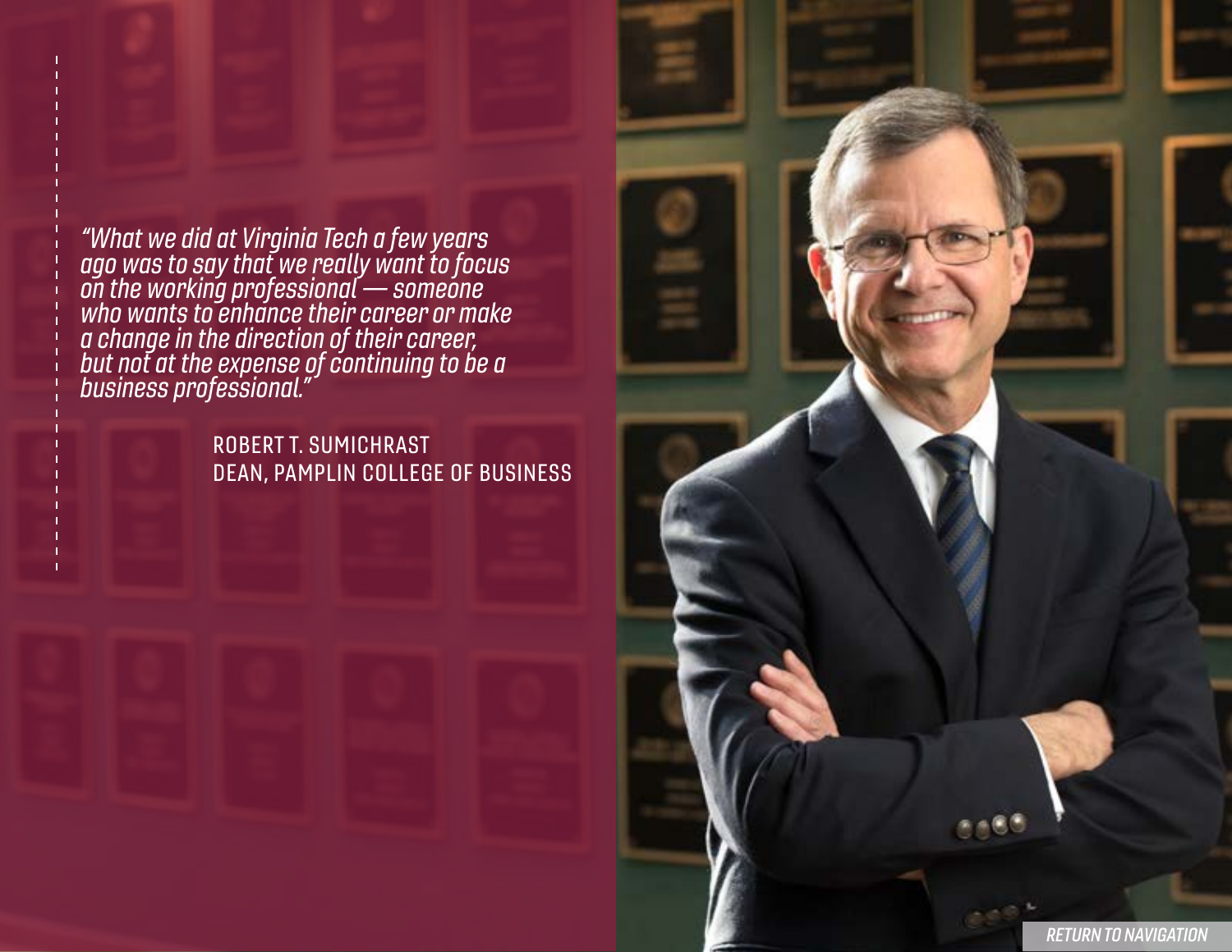*"What we did at Virginia Tech a few years ago was to say that we really want to focus on the working professional — someone who wants to enhance their career or make a change in the direction of their career, but not at the expense of continuing to be a business professional."*

ROBERT T. SUMICHRAST
DEAN, PAMPLIN COLLEGE OF BUSINESS

RETURN TO NAVIGATION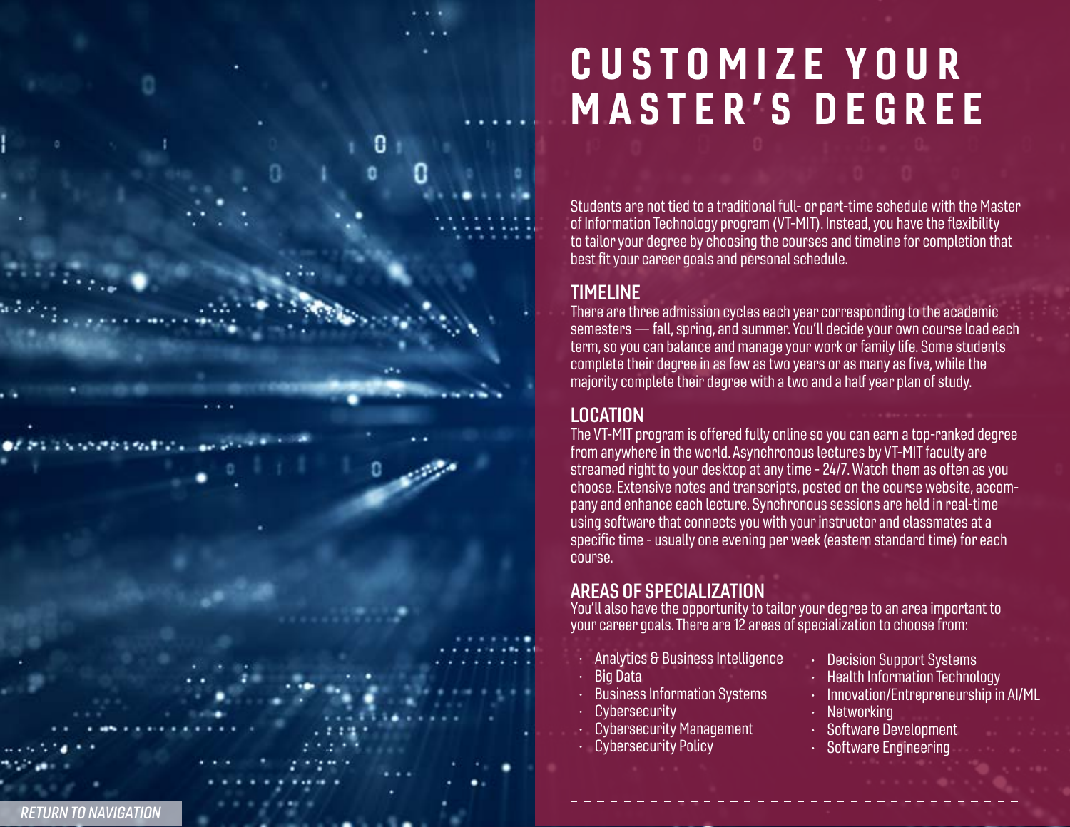# CUSTOMIZE YOUR MASTER'S DEGREE

Students are not tied to a traditional full- or part-time schedule with the Master of Information Technology program (VT-MIT). Instead, you have the flexibility to tailor your degree by choosing the courses and timeline for completion that best fit your career goals and personal schedule.

## TIMELINE

There are three admission cycles each year corresponding to the academic semesters — fall, spring, and summer. You'll decide your own course load each term, so you can balance and manage your work or family life. Some students complete their degree in as few as two years or as many as five, while the majority complete their degree with a two and a half year plan of study.

## LOCATION

The VT-MIT program is offered fully online so you can earn a top-ranked degree from anywhere in the world. Asynchronous lectures by VT-MIT faculty are streamed right to your desktop at any time - 24/7. Watch them as often as you choose. Extensive notes and transcripts, posted on the course website, accompany and enhance each lecture. Synchronous sessions are held in real-time using software that connects you with your instructor and classmates at a specific time - usually one evening per week (eastern standard time) for each course.

## AREAS OF SPECIALIZATION

You'll also have the opportunity to tailor your degree to an area important to your career goals. There are 12 areas of specialization to choose from:

- Analytics & Business Intelligence
- Big Data
- Business Information Systems
- Cybersecurity
- Cybersecurity Management
- Cybersecurity Policy
- Decision Support Systems
- Health Information Technology
- Innovation/Entrepreneurship in AI/ML
- Networking
- Software Development
- Software Engineering

*RETURN TO NAVIGATION*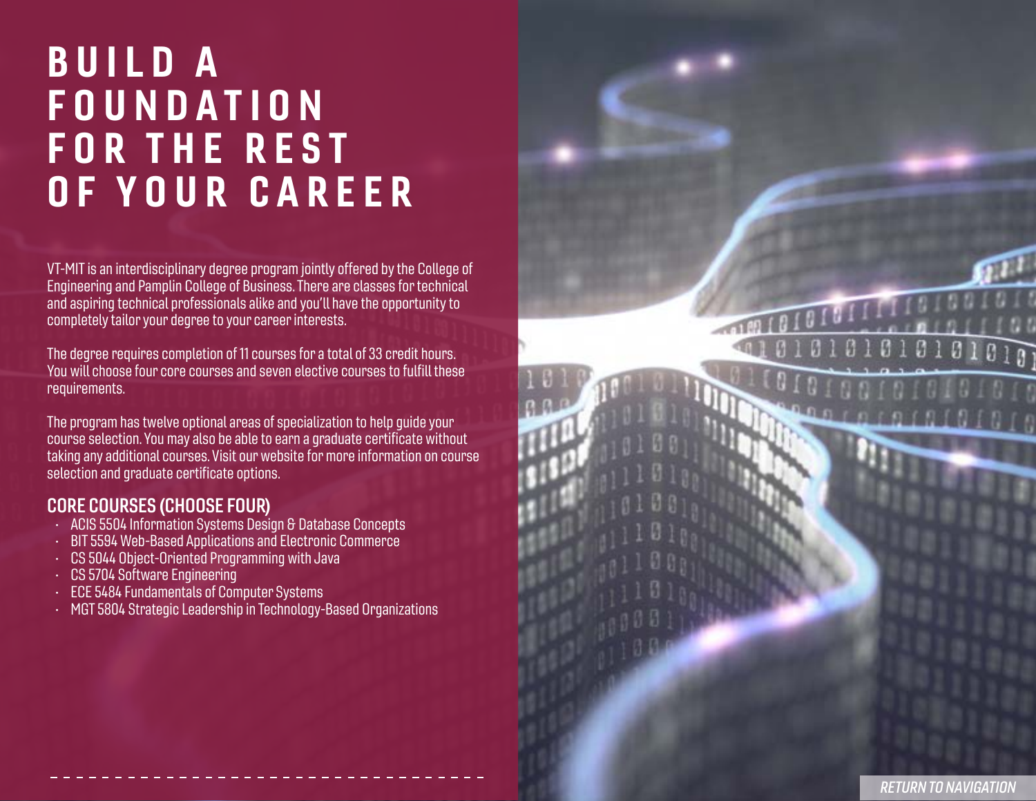# BUILD A FOUNDATION FOR THE REST OF YOUR CAREER

VT-MIT is an interdisciplinary degree program jointly offered by the College of Engineering and Pamplin College of Business. There are classes for technical and aspiring technical professionals alike and you'll have the opportunity to completely tailor your degree to your career interests.

The degree requires completion of 11 courses for a total of 33 credit hours. You will choose four core courses and seven elective courses to fulfill these requirements.

The program has twelve optional areas of specialization to help guide your course selection. You may also be able to earn a graduate certificate without taking any additional courses. Visit our website for more information on course selection and graduate certificate options.

## CORE COURSES (CHOOSE FOUR)

- ACIS 5504 Information Systems Design & Database Concepts
- BIT 5594 Web-Based Applications and Electronic Commerce
- CS 5044 Object-Oriented Programming with Java
- CS 5704 Software Engineering
- ECE 5484 Fundamentals of Computer Systems
- MGT 5804 Strategic Leadership in Technology-Based Organizations

RETURN TO NAVIGATION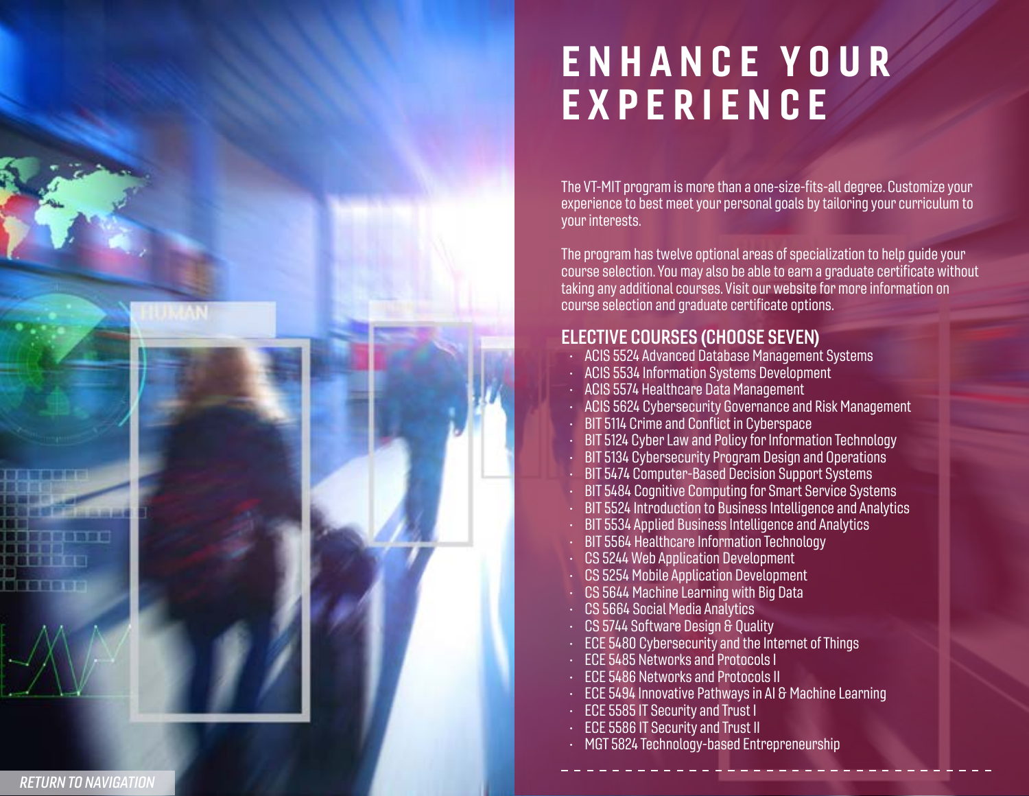# ENHANCE YOUR EXPERIENCE

The VT-MIT program is more than a one-size-fits-all degree. Customize your experience to best meet your personal goals by tailoring your curriculum to your interests.

The program has twelve optional areas of specialization to help guide your course selection. You may also be able to earn a graduate certificate without taking any additional courses. Visit our website for more information on course selection and graduate certificate options.

## ELECTIVE COURSES (CHOOSE SEVEN)

- ACIS 5524 Advanced Database Management Systems
- ACIS 5534 Information Systems Development
- ACIS 5574 Healthcare Data Management
- ACIS 5624 Cybersecurity Governance and Risk Management
- BIT 5114 Crime and Conflict in Cyberspace
- BIT 5124 Cyber Law and Policy for Information Technology
- BIT 5134 Cybersecurity Program Design and Operations
- BIT 5474 Computer-Based Decision Support Systems
- BIT 5484 Cognitive Computing for Smart Service Systems
- BIT 5524 Introduction to Business Intelligence and Analytics
- BIT 5534 Applied Business Intelligence and Analytics
- BIT 5564 Healthcare Information Technology
- CS 5244 Web Application Development
- CS 5254 Mobile Application Development
- CS 5644 Machine Learning with Big Data
- CS 5664 Social Media Analytics
- CS 5744 Software Design & Quality
- ECE 5480 Cybersecurity and the Internet of Things
- ECE 5485 Networks and Protocols I
- ECE 5486 Networks and Protocols II
- ECE 5494 Innovative Pathways in AI & Machine Learning
- ECE 5585 IT Security and Trust I
- ECE 5586 IT Security and Trust II
- MGT 5824 Technology-based Entrepreneurship

*RETURN TO NAVIGATION*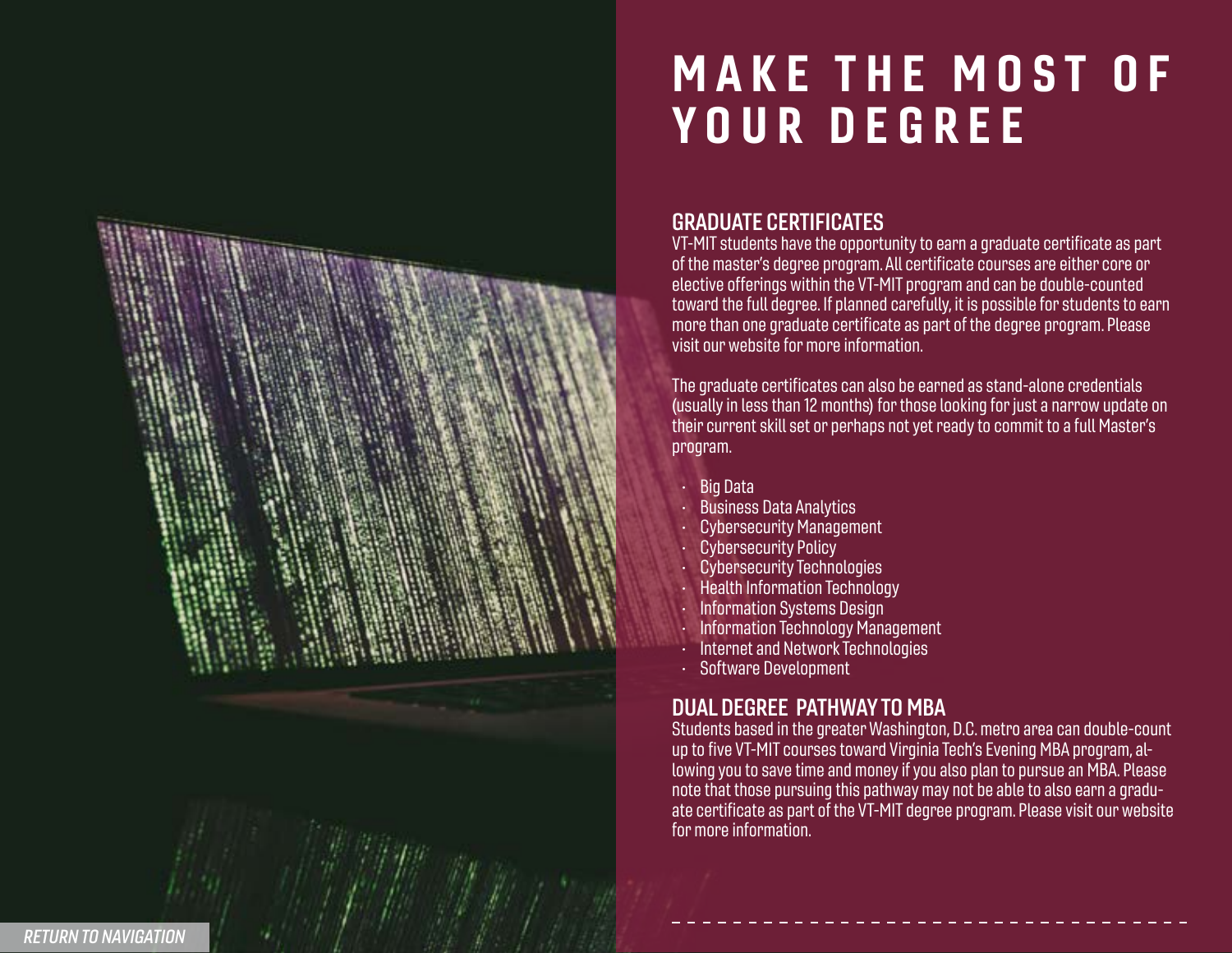# MAKE THE MOST OF YOUR DEGREE

## GRADUATE CERTIFICATES

VT-MIT students have the opportunity to earn a graduate certificate as part of the master's degree program. All certificate courses are either core or elective offerings within the VT-MIT program and can be double-counted toward the full degree. If planned carefully, it is possible for students to earn more than one graduate certificate as part of the degree program. Please visit our website for more information.

The graduate certificates can also be earned as stand-alone credentials (usually in less than 12 months) for those looking for just a narrow update on their current skill set or perhaps not yet ready to commit to a full Master's program.

- Big Data
- Business Data Analytics
- Cybersecurity Management
- Cybersecurity Policy
- Cybersecurity Technologies
- Health Information Technology
- Information Systems Design
- Information Technology Management
- Internet and Network Technologies
- Software Development

## DUAL DEGREE PATHWAY TO MBA

Students based in the greater Washington, D.C. metro area can double-count up to five VT-MIT courses toward Virginia Tech's Evening MBA program, allowing you to save time and money if you also plan to pursue an MBA. Please note that those pursuing this pathway may not be able to also earn a graduate certificate as part of the VT-MIT degree program. Please visit our website for more information.

*RETURN TO NAVIGATION*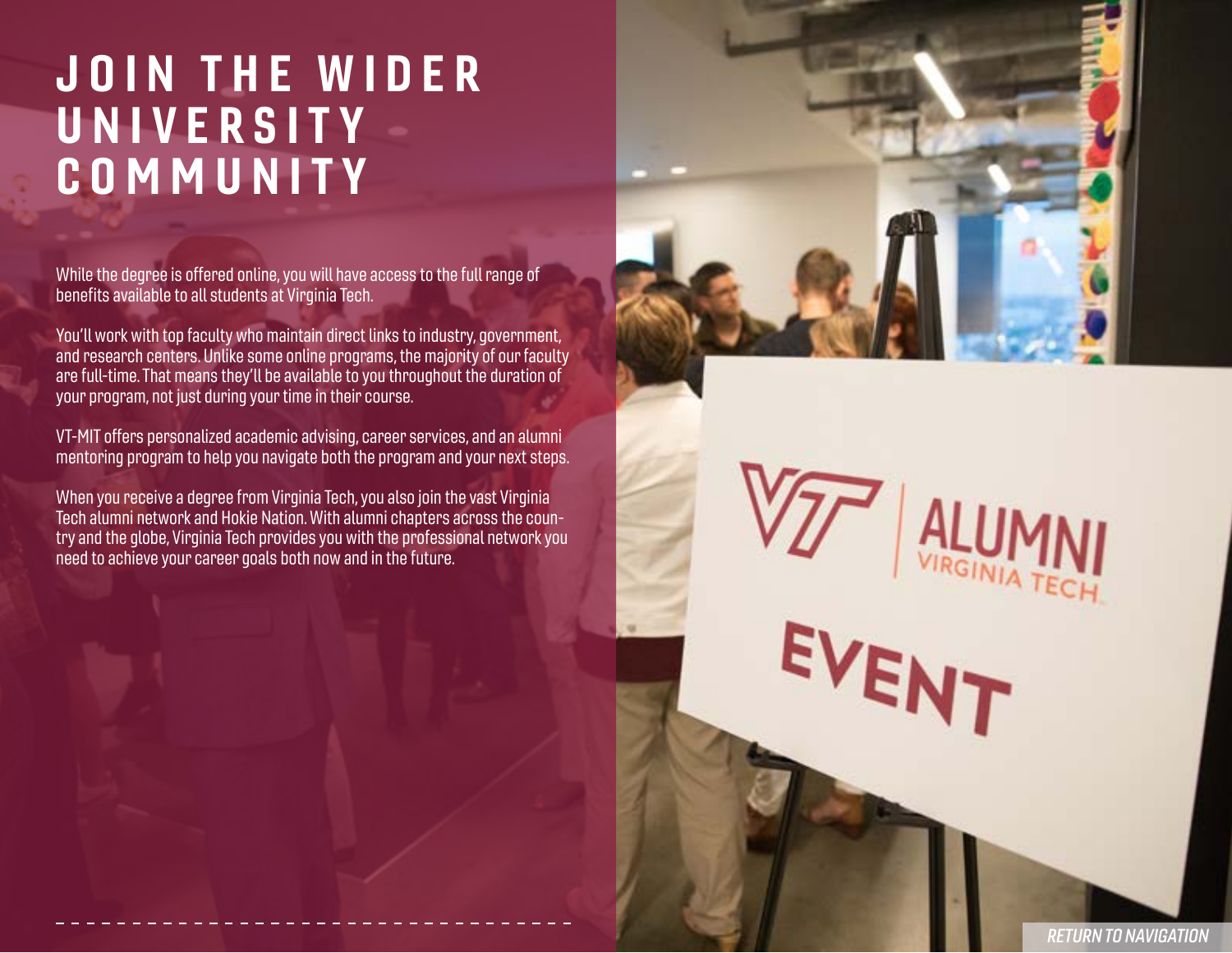# JOIN THE WIDER UNIVERSITY COMMUNITY

While the degree is offered online, you will have access to the full range of benefits available to all students at Virginia Tech.

You'll work with top faculty who maintain direct links to industry, government, and research centers. Unlike some online programs, the majority of our faculty are full-time. That means they'll be available to you throughout the duration of your program, not just during your time in their course.

VT-MIT offers personalized academic advising, career services, and an alumni mentoring program to help you navigate both the program and your next steps.

When you receive a degree from Virginia Tech, you also join the vast Virginia Tech alumni network and Hokie Nation. With alumni chapters across the country and the globe, Virginia Tech provides you with the professional network you need to achieve your career goals both now and in the future.

*RETURN TO NAVIGATION*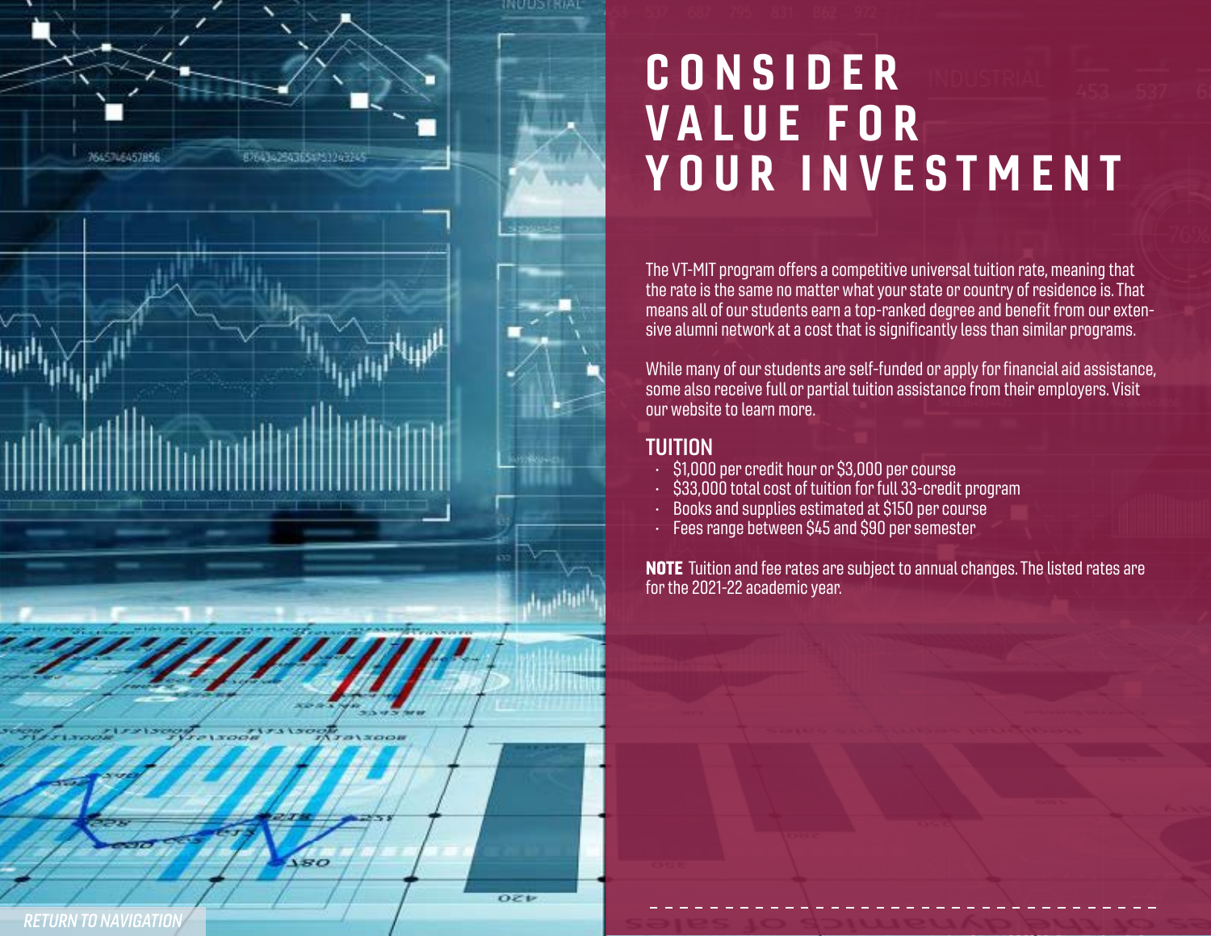# CONSIDER VALUE FOR YOUR INVESTMENT

The VT-MIT program offers a competitive universal tuition rate, meaning that the rate is the same no matter what your state or country of residence is. That means all of our students earn a top-ranked degree and benefit from our extensive alumni network at a cost that is significantly less than similar programs.

While many of our students are self-funded or apply for financial aid assistance, some also receive full or partial tuition assistance from their employers. Visit our website to learn more.

## TUITION

- $1,000 per credit hour or $3,000 per course
- $33,000 total cost of tuition for full 33-credit program
- Books and supplies estimated at $150 per course
- Fees range between $45 and $90 per semester

**NOTE** Tuition and fee rates are subject to annual changes. The listed rates are for the 2021-22 academic year.

*RETURN TO NAVIGATION*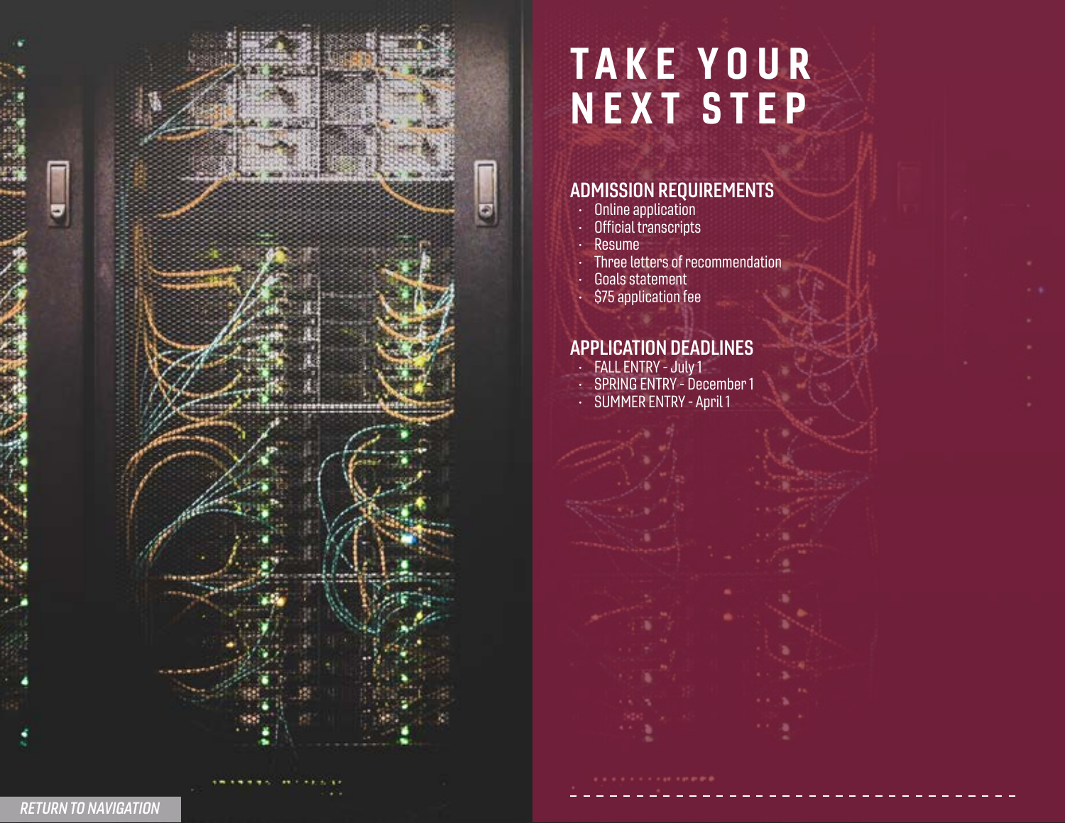# TAKE YOUR NEXT STEP

## ADMISSION REQUIREMENTS

- Online application
- Official transcripts
- Resume
- Three letters of recommendation
- Goals statement
- $75 application fee

## APPLICATION DEADLINES

- FALL ENTRY - July 1
- SPRING ENTRY - December 1
- SUMMER ENTRY - April 1

*RETURN TO NAVIGATION*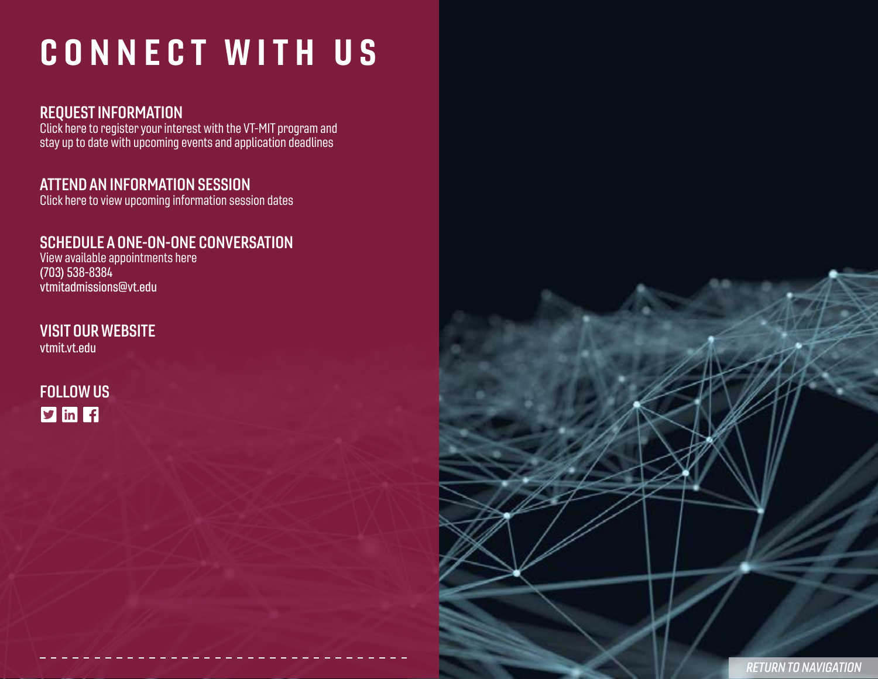# CONNECT WITH US

## REQUEST INFORMATION

Click here to register your interest with the VT-MIT program and stay up to date with upcoming events and application deadlines

## ATTEND AN INFORMATION SESSION

Click here to view upcoming information session dates

## SCHEDULE A ONE-ON-ONE CONVERSATION

View available appointments here
(703) 538-8384
vtmitadmissions@vt.edu

## VISIT OUR WEBSITE

vtmit.vt.edu

## FOLLOW US

RETURN TO NAVIGATION